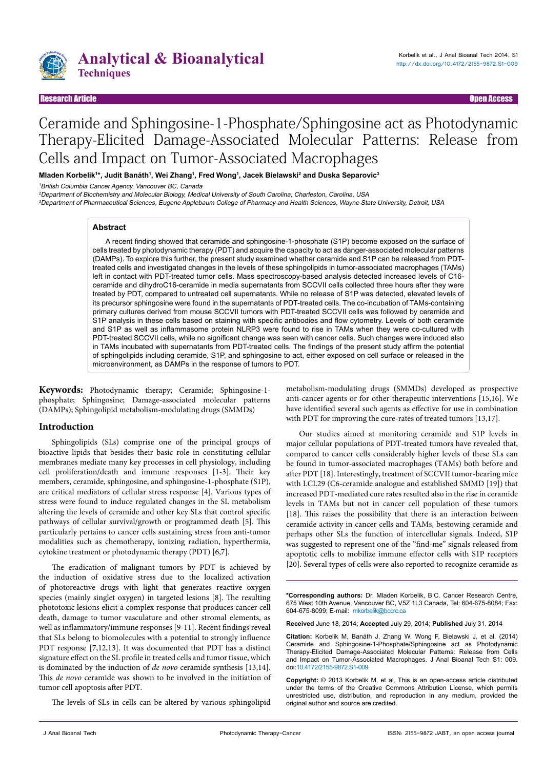Research Article | Open Access

# Ceramide and Sphingosine-1-Phosphate/Sphingosine act as Photodynamic Therapy-Elicited Damage-Associated Molecular Patterns: Release from Cells and Impact on Tumor-Associated Macrophages

**Mladen Korbelik[1]*, Judit Banáth[1], Wei Zhang[1], Fred Wong[1], Jacek Bielawski[2] and Duska Separovic[3]**

[1]*British Columbia Cancer Agency, Vancouver BC, Canada*
[2]*Department of Biochemistry and Molecular Biology, Medical University of South Carolina, Charleston, Carolina, USA*
[3]*Department of Pharmaceutical Sciences, Eugene Applebaum College of Pharmacy and Health Sciences, Wayne State University, Detroit, USA*

## Abstract

A recent finding showed that ceramide and sphingosine-1-phosphate (S1P) become exposed on the surface of cells treated by photodynamic therapy (PDT) and acquire the capacity to act as danger-associated molecular patterns (DAMPs). To explore this further, the present study examined whether ceramide and S1P can be released from PDT-treated cells and investigated changes in the levels of these sphingolipids in tumor-associated macrophages (TAMs) left in contact with PDT-treated tumor cells. Mass spectroscopy-based analysis detected increased levels of C16-ceramide and dihydroC16-ceramide in media supernatants from SCCVII cells collected three hours after they were treated by PDT, compared to untreated cell supernatants. While no release of S1P was detected, elevated levels of its precursor sphingosine were found in the supernatants of PDT-treated cells. The co-incubation of TAMs-containing primary cultures derived from mouse SCCVII tumors with PDT-treated SCCVII cells was followed by ceramide and S1P analysis in these cells based on staining with specific antibodies and flow cytometry. Levels of both ceramide and S1P as well as inflammasome protein NLRP3 were found to rise in TAMs when they were co-cultured with PDT-treated SCCVII cells, while no significant change was seen with cancer cells. Such changes were induced also in TAMs incubated with supernatants from PDT-treated cells. The findings of the present study affirm the potential of sphingolipids including ceramide, S1P, and sphingosine to act, either exposed on cell surface or released in the microenvironment, as DAMPs in the response of tumors to PDT.

**Keywords:** Photodynamic therapy; Ceramide; Sphingosine-1-phosphate; Sphingosine; Damage-associated molecular patterns (DAMPs); Sphingolipid metabolism-modulating drugs (SMMDs)

## Introduction

Sphingolipids (SLs) comprise one of the principal groups of bioactive lipids that besides their basic role in constituting cellular membranes mediate many key processes in cell physiology, including cell proliferation/death and immune responses [1-3]. Their key members, ceramide, sphingosine, and sphingosine-1-phosphate (S1P), are critical mediators of cellular stress response [4]. Various types of stress were found to induce regulated changes in the SL metabolism altering the levels of ceramide and other key SLs that control specific pathways of cellular survival/growth or programmed death [5]. This particularly pertains to cancer cells sustaining stress from anti-tumor modalities such as chemotherapy, ionizing radiation, hyperthermia, cytokine treatment or photodynamic therapy (PDT) [6,7].

The eradication of malignant tumors by PDT is achieved by the induction of oxidative stress due to the localized activation of photoreactive drugs with light that generates reactive oxygen species (mainly singlet oxygen) in targeted lesions [8]. The resulting phototoxic lesions elicit a complex response that produces cancer cell death, damage to tumor vasculature and other stromal elements, as well as inflammatory/immune responses [9-11]. Recent findings reveal that SLs belong to biomolecules with a potential to strongly influence PDT response [7,12,13]. It was documented that PDT has a distinct signature effect on the SL profile in treated cells and tumor tissue, which is dominated by the induction of *de novo* ceramide synthesis [13,14]. This *de novo* ceramide was shown to be involved in the initiation of tumor cell apoptosis after PDT.

The levels of SLs in cells can be altered by various sphingolipid metabolism-modulating drugs (SMMDs) developed as prospective anti-cancer agents or for other therapeutic interventions [15,16]. We have identified several such agents as effective for use in combination with PDT for improving the cure-rates of treated tumors [13,17].

Our studies aimed at monitoring ceramide and S1P levels in major cellular populations of PDT-treated tumors have revealed that, compared to cancer cells considerably higher levels of these SLs can be found in tumor-associated macrophages (TAMs) both before and after PDT [18]. Interestingly, treatment of SCCVII tumor-bearing mice with LCL29 (C6-ceramide analogue and established SMMD [19]) that increased PDT-mediated cure rates resulted also in the rise in ceramide levels in TAMs but not in cancer cell population of these tumors [18]. This raises the possibility that there is an interaction between ceramide activity in cancer cells and TAMs, bestowing ceramide and perhaps other SLs the function of intercellular signals. Indeed, S1P was suggested to represent one of the "find-me" signals released from apoptotic cells to mobilize immune effector cells with S1P receptors [20]. Several types of cells were also reported to recognize ceramide as

---

**\*Corresponding authors:** Dr. Mladen Korbelik, B.C. Cancer Research Centre, 675 West 10th Avenue, Vancouver BC, V5Z 1L3 Canada, Tel: 604-675-8084; Fax: 604-675-8099; E-mail: mkorbelik@bccrc.ca

**Received** June 18, 2014; **Accepted** July 29, 2014; **Published** July 31, 2014

**Citation:** Korbelik M, Banáth J, Zhang W, Wong F, Bielawski J, et al. (2014) Ceramide and Sphingosine-1-Phosphate/Sphingosine act as Photodynamic Therapy-Elicited Damage-Associated Molecular Patterns: Release from Cells and Impact on Tumor-Associated Macrophages. J Anal Bioanal Tech S1: 009. doi:10.4172/2155-9872.S1-009

**Copyright:** © 2013 Korbelik M, et al. This is an open-access article distributed under the terms of the Creative Commons Attribution License, which permits unrestricted use, distribution, and reproduction in any medium, provided the original author and source are credited.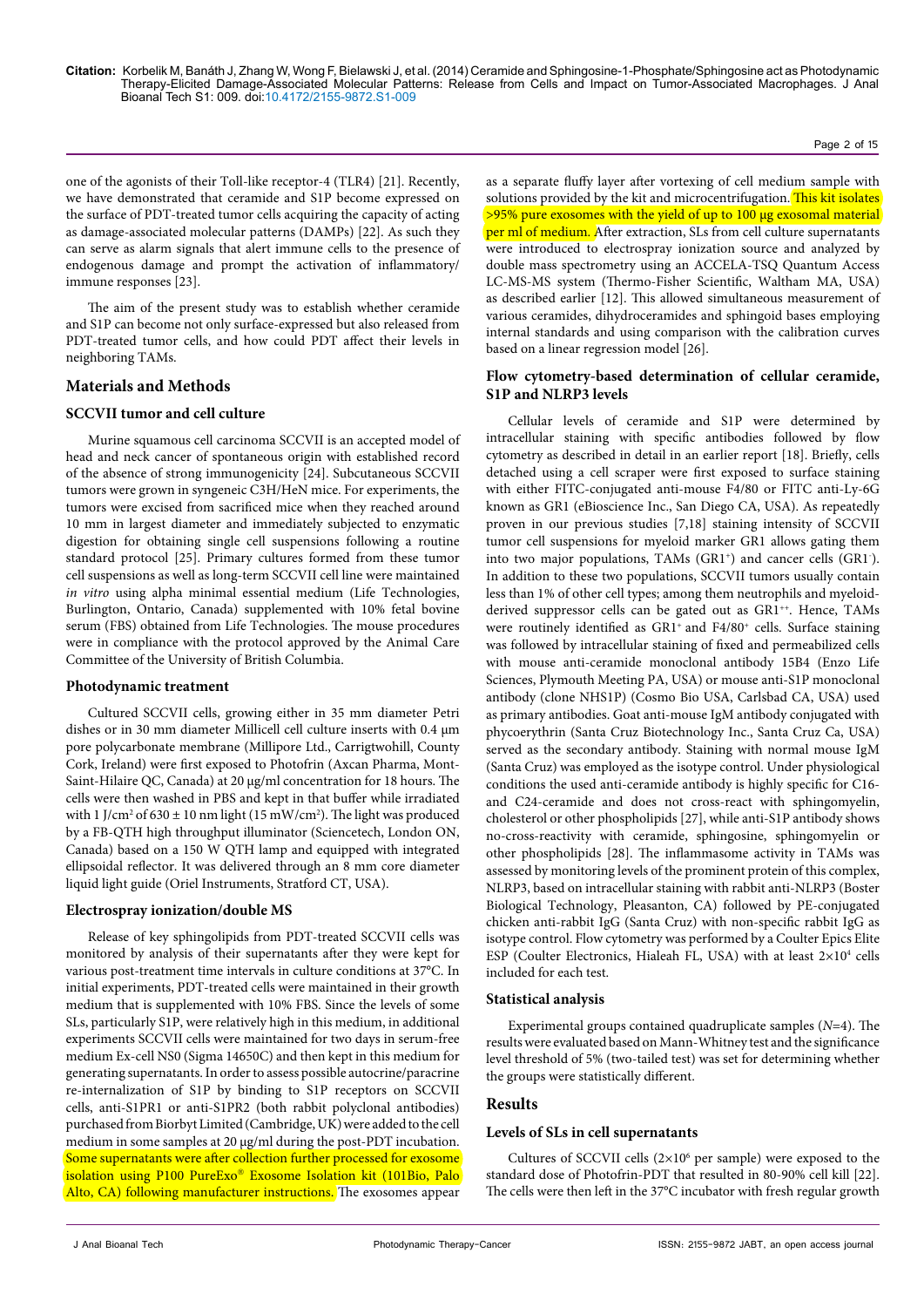one of the agonists of their Toll-like receptor-4 (TLR4) [21]. Recently, we have demonstrated that ceramide and S1P become expressed on the surface of PDT-treated tumor cells acquiring the capacity of acting as damage-associated molecular patterns (DAMPs) [22]. As such they can serve as alarm signals that alert immune cells to the presence of endogenous damage and prompt the activation of inflammatory/immune responses [23].

The aim of the present study was to establish whether ceramide and S1P can become not only surface-expressed but also released from PDT-treated tumor cells, and how could PDT affect their levels in neighboring TAMs.

## Materials and Methods

### SCCVII tumor and cell culture

Murine squamous cell carcinoma SCCVII is an accepted model of head and neck cancer of spontaneous origin with established record of the absence of strong immunogenicity [24]. Subcutaneous SCCVII tumors were grown in syngeneic C3H/HeN mice. For experiments, the tumors were excised from sacrificed mice when they reached around 10 mm in largest diameter and immediately subjected to enzymatic digestion for obtaining single cell suspensions following a routine standard protocol [25]. Primary cultures formed from these tumor cell suspensions as well as long-term SCCVII cell line were maintained *in vitro* using alpha minimal essential medium (Life Technologies, Burlington, Ontario, Canada) supplemented with 10% fetal bovine serum (FBS) obtained from Life Technologies. The mouse procedures were in compliance with the protocol approved by the Animal Care Committee of the University of British Columbia.

### Photodynamic treatment

Cultured SCCVII cells, growing either in 35 mm diameter Petri dishes or in 30 mm diameter Millicell cell culture inserts with 0.4 µm pore polycarbonate membrane (Millipore Ltd., Carrigtwohill, County Cork, Ireland) were first exposed to Photofrin (Axcan Pharma, Mont-Saint-Hilaire QC, Canada) at 20 µg/ml concentration for 18 hours. The cells were then washed in PBS and kept in that buffer while irradiated with 1 J/cm$^2$ of 630 ± 10 nm light (15 mW/cm$^2$). The light was produced by a FB-QTH high throughput illuminator (Sciencetech, London ON, Canada) based on a 150 W QTH lamp and equipped with integrated ellipsoidal reflector. It was delivered through an 8 mm core diameter liquid light guide (Oriel Instruments, Stratford CT, USA).

### Electrospray ionization/double MS

Release of key sphingolipids from PDT-treated SCCVII cells was monitored by analysis of their supernatants after they were kept for various post-treatment time intervals in culture conditions at 37°C. In initial experiments, PDT-treated cells were maintained in their growth medium that is supplemented with 10% FBS. Since the levels of some SLs, particularly S1P, were relatively high in this medium, in additional experiments SCCVII cells were maintained for two days in serum-free medium Ex-cell NS0 (Sigma 14650C) and then kept in this medium for generating supernatants. In order to assess possible autocrine/paracrine re-internalization of S1P by binding to S1P receptors on SCCVII cells, anti-S1PR1 or anti-S1PR2 (both rabbit polyclonal antibodies) purchased from Biorbyt Limited (Cambridge, UK) were added to the cell medium in some samples at 20 µg/ml during the post-PDT incubation. Some supernatants were after collection further processed for exosome isolation using P100 PureExo® Exosome Isolation kit (101Bio, Palo Alto, CA) following manufacturer instructions. The exosomes appear as a separate fluffy layer after vortexing of cell medium sample with solutions provided by the kit and microcentrifugation. This kit isolates >95% pure exosomes with the yield of up to 100 µg exosomal material per ml of medium. After extraction, SLs from cell culture supernatants were introduced to electrospray ionization source and analyzed by double mass spectrometry using an ACCELA-TSQ Quantum Access LC-MS-MS system (Thermo-Fisher Scientific, Waltham MA, USA) as described earlier [12]. This allowed simultaneous measurement of various ceramides, dihydroceramides and sphingoid bases employing internal standards and using comparison with the calibration curves based on a linear regression model [26].

### Flow cytometry-based determination of cellular ceramide, S1P and NLRP3 levels

Cellular levels of ceramide and S1P were determined by intracellular staining with specific antibodies followed by flow cytometry as described in detail in an earlier report [18]. Briefly, cells detached using a cell scraper were first exposed to surface staining with either FITC-conjugated anti-mouse F4/80 or FITC anti-Ly-6G known as GR1 (eBioscience Inc., San Diego CA, USA). As repeatedly proven in our previous studies [7,18] staining intensity of SCCVII tumor cell suspensions for myeloid marker GR1 allows gating them into two major populations, TAMs (GR1$^+$) and cancer cells (GR1$^-$). In addition to these two populations, SCCVII tumors usually contain less than 1% of other cell types; among them neutrophils and myeloid-derived suppressor cells can be gated out as GR1$^{++}$. Hence, TAMs were routinely identified as GR1$^+$ and F4/80$^+$ cells. Surface staining was followed by intracellular staining of fixed and permeabilized cells with mouse anti-ceramide monoclonal antibody 15B4 (Enzo Life Sciences, Plymouth Meeting PA, USA) or mouse anti-S1P monoclonal antibody (clone NHS1P) (Cosmo Bio USA, Carlsbad CA, USA) used as primary antibodies. Goat anti-mouse IgM antibody conjugated with phycoerythrin (Santa Cruz Biotechnology Inc., Santa Cruz Ca, USA) served as the secondary antibody. Staining with normal mouse IgM (Santa Cruz) was employed as the isotype control. Under physiological conditions the used anti-ceramide antibody is highly specific for C16- and C24-ceramide and does not cross-react with sphingomyelin, cholesterol or other phospholipids [27], while anti-S1P antibody shows no-cross-reactivity with ceramide, sphingosine, sphingomyelin or other phospholipids [28]. The inflammasome activity in TAMs was assessed by monitoring levels of the prominent protein of this complex, NLRP3, based on intracellular staining with rabbit anti-NLRP3 (Boster Biological Technology, Pleasanton, CA) followed by PE-conjugated chicken anti-rabbit IgG (Santa Cruz) with non-specific rabbit IgG as isotype control. Flow cytometry was performed by a Coulter Epics Elite ESP (Coulter Electronics, Hialeah FL, USA) with at least $2 \times 10^4$ cells included for each test.

### Statistical analysis

Experimental groups contained quadruplicate samples (*N*=4). The results were evaluated based on Mann-Whitney test and the significance level threshold of 5% (two-tailed test) was set for determining whether the groups were statistically different.

## Results

### Levels of SLs in cell supernatants

Cultures of SCCVII cells ($2 \times 10^6$ per sample) were exposed to the standard dose of Photofrin-PDT that resulted in 80-90% cell kill [22]. The cells were then left in the 37°C incubator with fresh regular growth